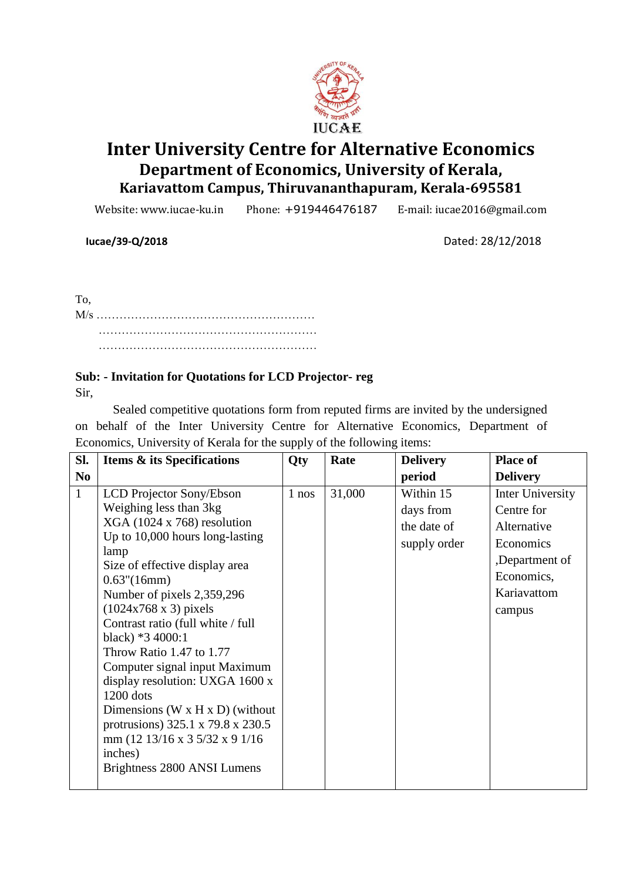IUCAE

# Inter University Centre for Alternative Economics

## Department of Economics, University of Kerala,

### Kariavattom Campus, Thiruvananthapuram, Kerala-695581

Website: www.iucae-ku.in  Phone: +919446476187  E-mail: iucae2016@gmail.com

**Iucae/39-Q/2018**  Dated: 28/12/2018

To,
M/s …………………………………………………
…………………………………………………
…………………………………………………

**Sub: - Invitation for Quotations for LCD Projector- reg**

Sir,

Sealed competitive quotations form from reputed firms are invited by the undersigned on behalf of the Inter University Centre for Alternative Economics, Department of Economics, University of Kerala for the supply of the following items:

| Sl. No | Items & its Specifications | Qty | Rate | Delivery period | Place of Delivery |
|---|---|---|---|---|---|
| 1 | LCD Projector Sony/Ebson<br>Weighing less than 3kg<br>XGA (1024 x 768) resolution<br>Up to 10,000 hours long-lasting lamp<br>Size of effective display area 0.63"(16mm)<br>Number of pixels 2,359,296 (1024x768 x 3) pixels<br>Contrast ratio (full white / full black) *3 4000:1<br>Throw Ratio 1.47 to 1.77<br>Computer signal input Maximum display resolution: UXGA 1600 x 1200 dots<br>Dimensions (W x H x D) (without protrusions) 325.1 x 79.8 x 230.5 mm (12 13/16 x 3 5/32 x 9 1/16 inches)<br>Brightness 2800 ANSI Lumens | 1 nos | 31,000 | Within 15 days from the date of supply order | Inter University Centre for Alternative Economics ,Department of Economics, Kariavattom campus |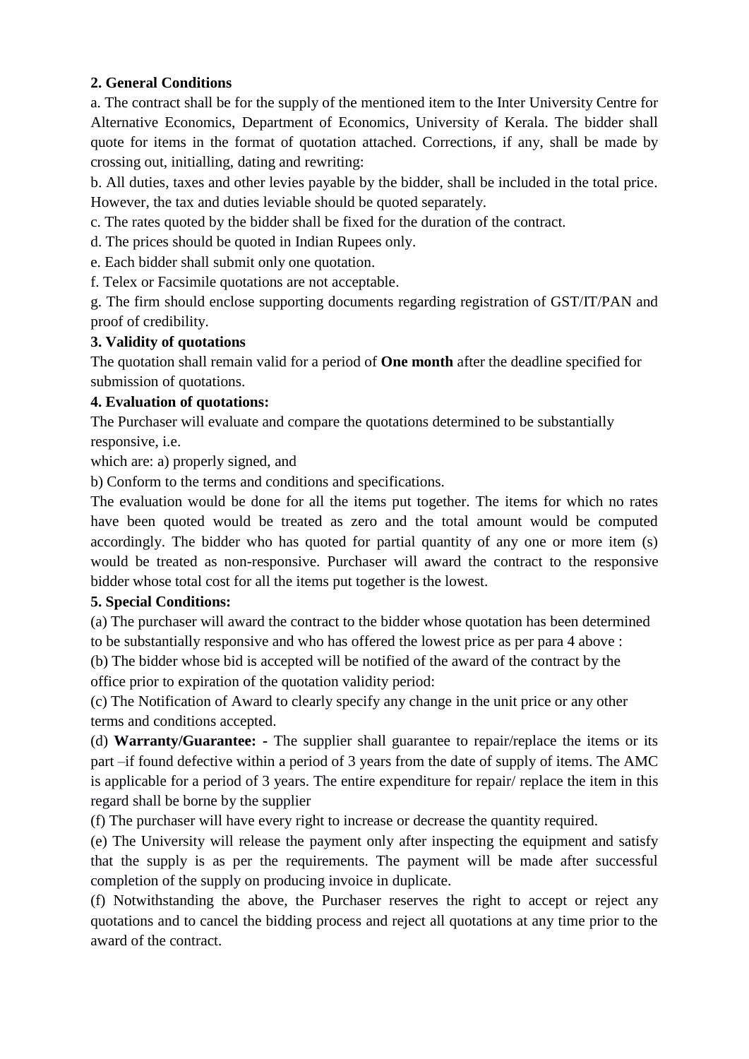**2. General Conditions**

a. The contract shall be for the supply of the mentioned item to the Inter University Centre for Alternative Economics, Department of Economics, University of Kerala. The bidder shall quote for items in the format of quotation attached. Corrections, if any, shall be made by crossing out, initialling, dating and rewriting:

b. All duties, taxes and other levies payable by the bidder, shall be included in the total price. However, the tax and duties leviable should be quoted separately.

c. The rates quoted by the bidder shall be fixed for the duration of the contract.

d. The prices should be quoted in Indian Rupees only.

e. Each bidder shall submit only one quotation.

f. Telex or Facsimile quotations are not acceptable.

g. The firm should enclose supporting documents regarding registration of GST/IT/PAN and proof of credibility.

**3. Validity of quotations**

The quotation shall remain valid for a period of **One month** after the deadline specified for submission of quotations.

**4. Evaluation of quotations:**

The Purchaser will evaluate and compare the quotations determined to be substantially responsive, i.e.

which are: a) properly signed, and

b) Conform to the terms and conditions and specifications.

The evaluation would be done for all the items put together. The items for which no rates have been quoted would be treated as zero and the total amount would be computed accordingly. The bidder who has quoted for partial quantity of any one or more item (s) would be treated as non-responsive. Purchaser will award the contract to the responsive bidder whose total cost for all the items put together is the lowest.

**5. Special Conditions:**

(a) The purchaser will award the contract to the bidder whose quotation has been determined to be substantially responsive and who has offered the lowest price as per para 4 above :

(b) The bidder whose bid is accepted will be notified of the award of the contract by the office prior to expiration of the quotation validity period:

(c) The Notification of Award to clearly specify any change in the unit price or any other terms and conditions accepted.

(d) **Warranty/Guarantee: -** The supplier shall guarantee to repair/replace the items or its part –if found defective within a period of 3 years from the date of supply of items. The AMC is applicable for a period of 3 years. The entire expenditure for repair/ replace the item in this regard shall be borne by the supplier

(f) The purchaser will have every right to increase or decrease the quantity required.

(e) The University will release the payment only after inspecting the equipment and satisfy that the supply is as per the requirements. The payment will be made after successful completion of the supply on producing invoice in duplicate.

(f) Notwithstanding the above, the Purchaser reserves the right to accept or reject any quotations and to cancel the bidding process and reject all quotations at any time prior to the award of the contract.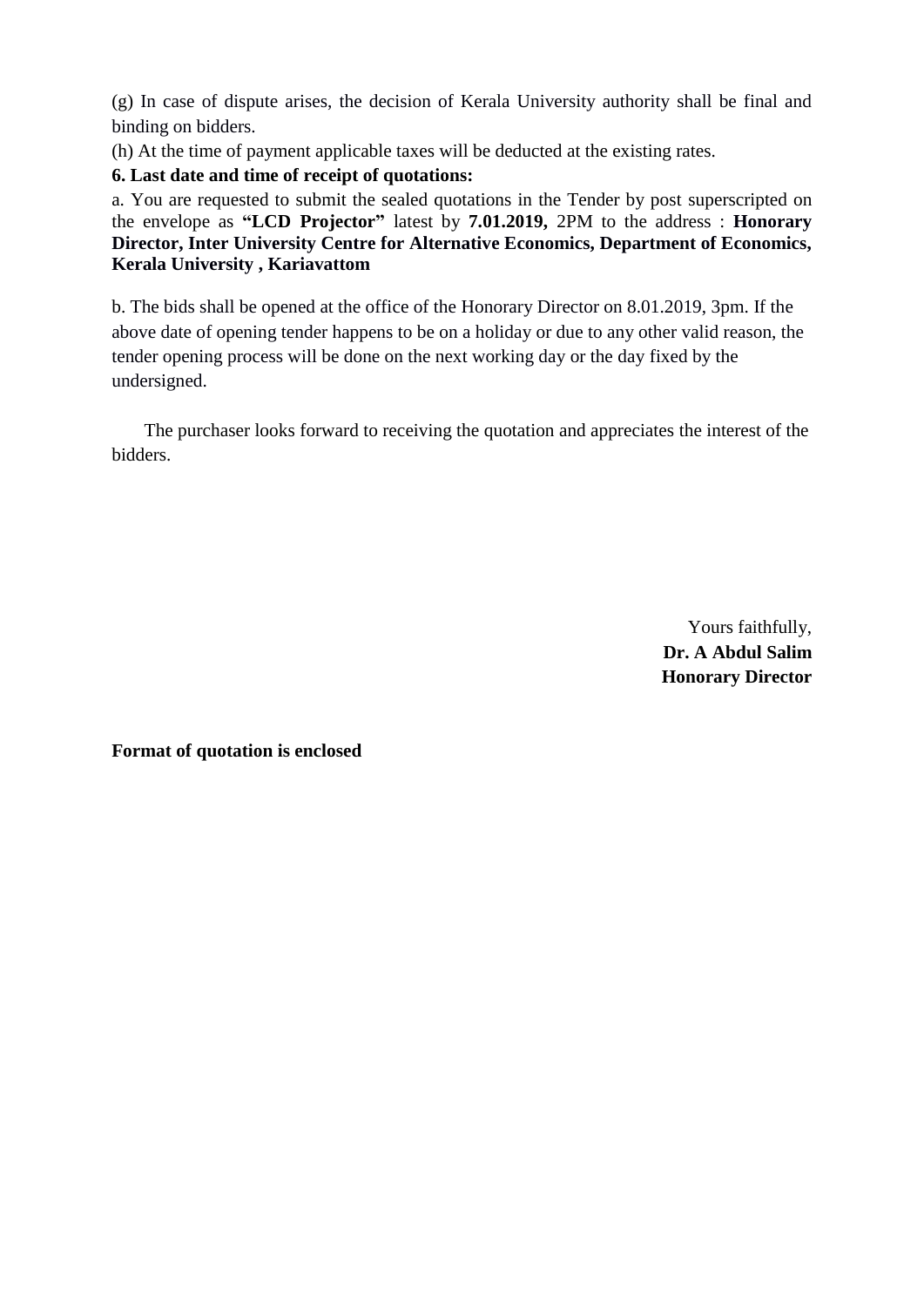(g) In case of dispute arises, the decision of Kerala University authority shall be final and binding on bidders.

(h) At the time of payment applicable taxes will be deducted at the existing rates.

**6. Last date and time of receipt of quotations:**

a. You are requested to submit the sealed quotations in the Tender by post superscripted on the envelope as **"LCD Projector"** latest by **7.01.2019,** 2PM to the address : **Honorary Director, Inter University Centre for Alternative Economics, Department of Economics, Kerala University , Kariavattom**

b. The bids shall be opened at the office of the Honorary Director on 8.01.2019, 3pm. If the above date of opening tender happens to be on a holiday or due to any other valid reason, the tender opening process will be done on the next working day or the day fixed by the undersigned.

The purchaser looks forward to receiving the quotation and appreciates the interest of the bidders.

Yours faithfully,
**Dr. A Abdul Salim**
**Honorary Director**

**Format of quotation is enclosed**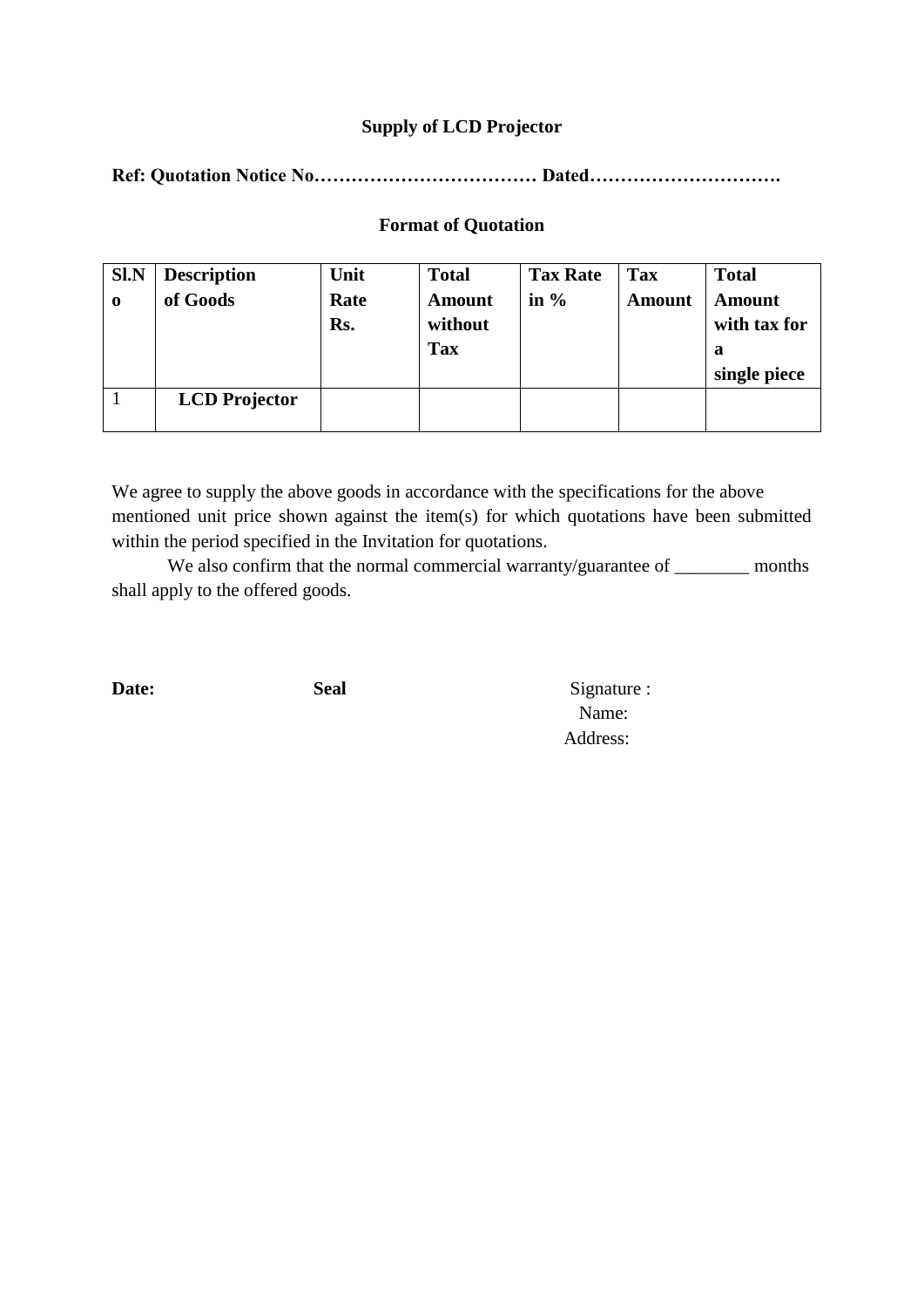**Supply of LCD Projector**

**Ref: Quotation Notice No……………………………… Dated………………………….**

**Format of Quotation**

| **Sl.No** | **Description of Goods** | **Unit Rate Rs.** | **Total Amount without Tax** | **Tax Rate in %** | **Tax Amount** | **Total Amount with tax for a single piece** |
|---|---|---|---|---|---|---|
| 1 | **LCD Projector** | | | | | |

We agree to supply the above goods in accordance with the specifications for the above mentioned unit price shown against the item(s) for which quotations have been submitted within the period specified in the Invitation for quotations.

We also confirm that the normal commercial warranty/guarantee of ________ months shall apply to the offered goods.

**Date:** **Seal** Signature :

Name:

Address: